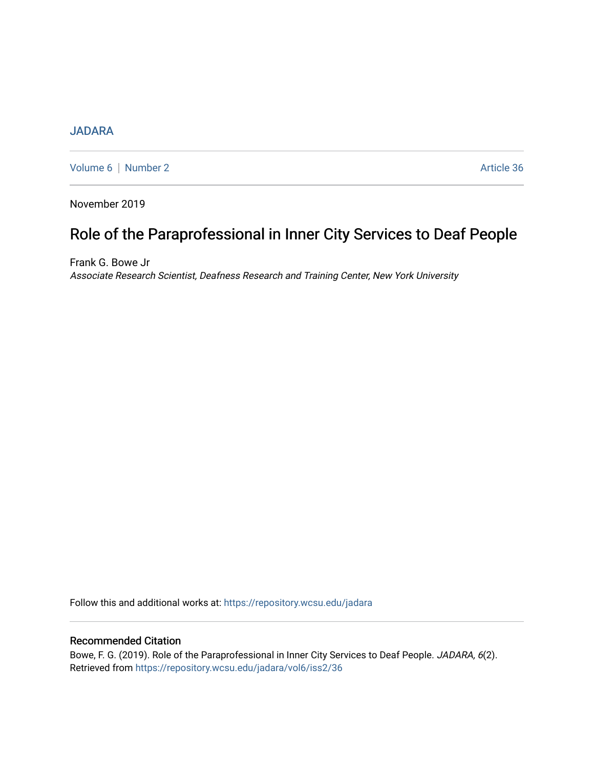JADARA

Volume 6 | Number 2 | Article 36

November 2019

# Role of the Paraprofessional in Inner City Services to Deaf People

Frank G. Bowe Jr
*Associate Research Scientist, Deafness Research and Training Center, New York University*

Follow this and additional works at: https://repository.wcsu.edu/jadara

## Recommended Citation

Bowe, F. G. (2019). Role of the Paraprofessional in Inner City Services to Deaf People. *JADARA, 6*(2). Retrieved from https://repository.wcsu.edu/jadara/vol6/iss2/36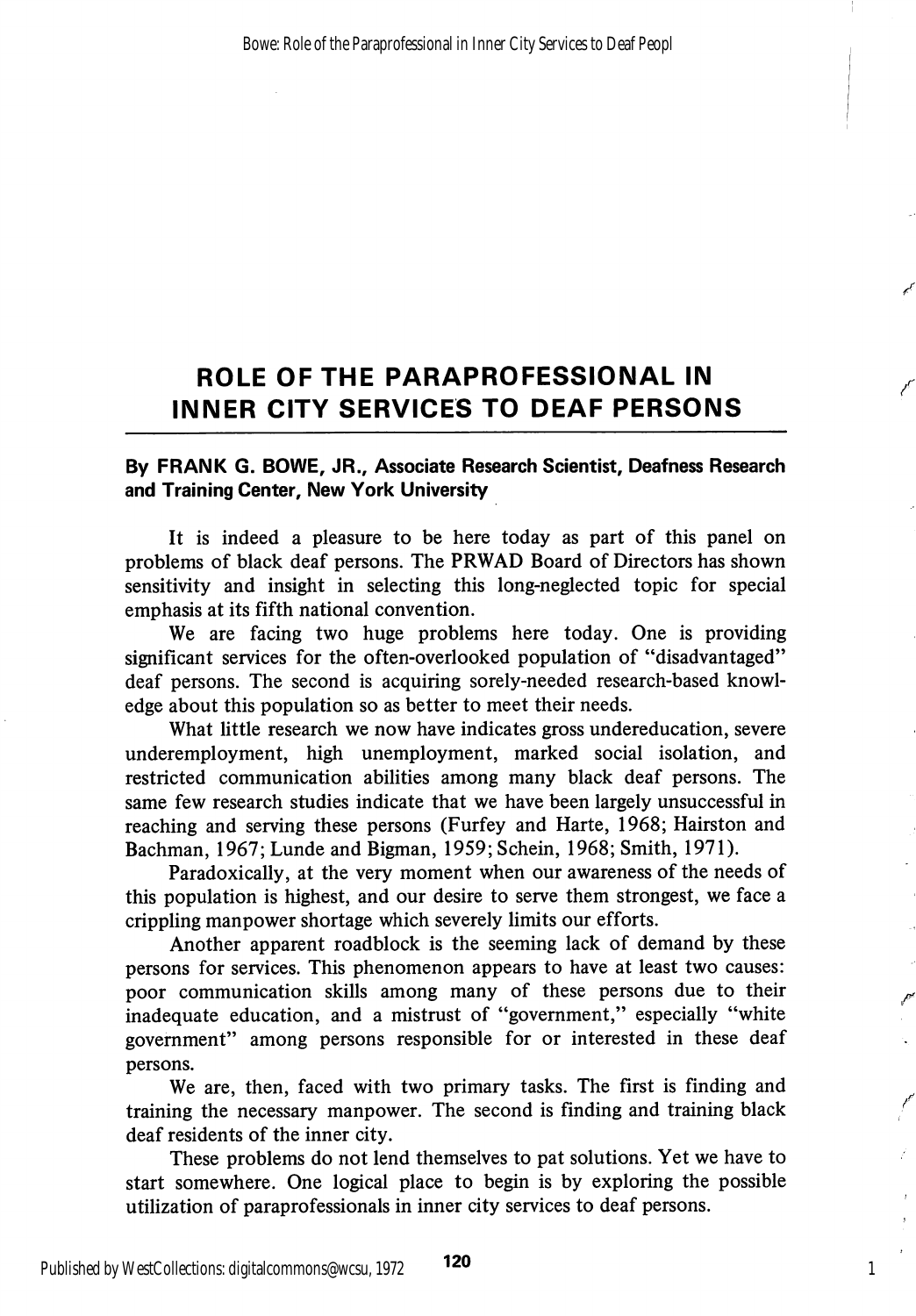# ROLE OF THE PARAPROFESSIONAL IN INNER CITY SERVICES TO DEAF PERSONS

**By FRANK G. BOWE, JR., Associate Research Scientist, Deafness Research and Training Center, New York University**

It is indeed a pleasure to be here today as part of this panel on problems of black deaf persons. The PRWAD Board of Directors has shown sensitivity and insight in selecting this long-neglected topic for special emphasis at its fifth national convention.

We are facing two huge problems here today. One is providing significant services for the often-overlooked population of "disadvantaged" deaf persons. The second is acquiring sorely-needed research-based knowledge about this population so as better to meet their needs.

What little research we now have indicates gross undereducation, severe underemployment, high unemployment, marked social isolation, and restricted communication abilities among many black deaf persons. The same few research studies indicate that we have been largely unsuccessful in reaching and serving these persons (Furfey and Harte, 1968; Hairston and Bachman, 1967; Lunde and Bigman, 1959; Schein, 1968; Smith, 1971).

Paradoxically, at the very moment when our awareness of the needs of this population is highest, and our desire to serve them strongest, we face a crippling manpower shortage which severely limits our efforts.

Another apparent roadblock is the seeming lack of demand by these persons for services. This phenomenon appears to have at least two causes: poor communication skills among many of these persons due to their inadequate education, and a mistrust of "government," especially "white government" among persons responsible for or interested in these deaf persons.

We are, then, faced with two primary tasks. The first is finding and training the necessary manpower. The second is finding and training black deaf residents of the inner city.

These problems do not lend themselves to pat solutions. Yet we have to start somewhere. One logical place to begin is by exploring the possible utilization of paraprofessionals in inner city services to deaf persons.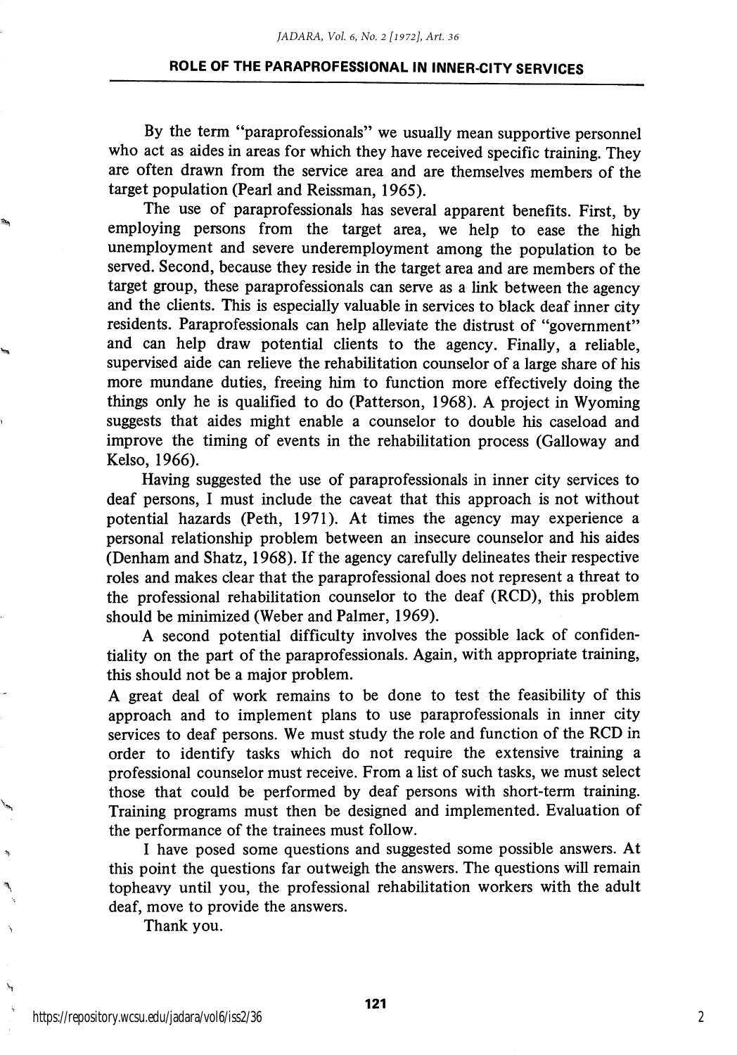By the term "paraprofessionals" we usually mean supportive personnel who act as aides in areas for which they have received specific training. They are often drawn from the service area and are themselves members of the target population (Pearl and Reissman, 1965).

The use of paraprofessionals has several apparent benefits. First, by employing persons from the target area, we help to ease the high unemployment and severe underemployment among the population to be served. Second, because they reside in the target area and are members of the target group, these paraprofessionals can serve as a link between the agency and the clients. This is especially valuable in services to black deaf inner city residents. Paraprofessionals can help alleviate the distrust of "government" and can help draw potential clients to the agency. Finally, a reliable, supervised aide can relieve the rehabilitation counselor of a large share of his more mundane duties, freeing him to function more effectively doing the things only he is qualified to do (Patterson, 1968). A project in Wyoming suggests that aides might enable a counselor to double his caseload and improve the timing of events in the rehabilitation process (Galloway and Kelso, 1966).

Having suggested the use of paraprofessionals in inner city services to deaf persons, I must include the caveat that this approach is not without potential hazards (Peth, 1971). At times the agency may experience a personal relationship problem between an insecure counselor and his aides (Denham and Shatz, 1968). If the agency carefully delineates their respective roles and makes clear that the paraprofessional does not represent a threat to the professional rehabilitation counselor to the deaf (RCD), this problem should be minimized (Weber and Palmer, 1969).

A second potential difficulty involves the possible lack of confidentiality on the part of the paraprofessionals. Again, with appropriate training, this should not be a major problem.

A great deal of work remains to be done to test the feasibility of this approach and to implement plans to use paraprofessionals in inner city services to deaf persons. We must study the role and function of the RCD in order to identify tasks which do not require the extensive training a professional counselor must receive. From a list of such tasks, we must select those that could be performed by deaf persons with short-term training. Training programs must then be designed and implemented. Evaluation of the performance of the trainees must follow.

I have posed some questions and suggested some possible answers. At this point the questions far outweigh the answers. The questions will remain topheavy until you, the professional rehabilitation workers with the adult deaf, move to provide the answers.

Thank you.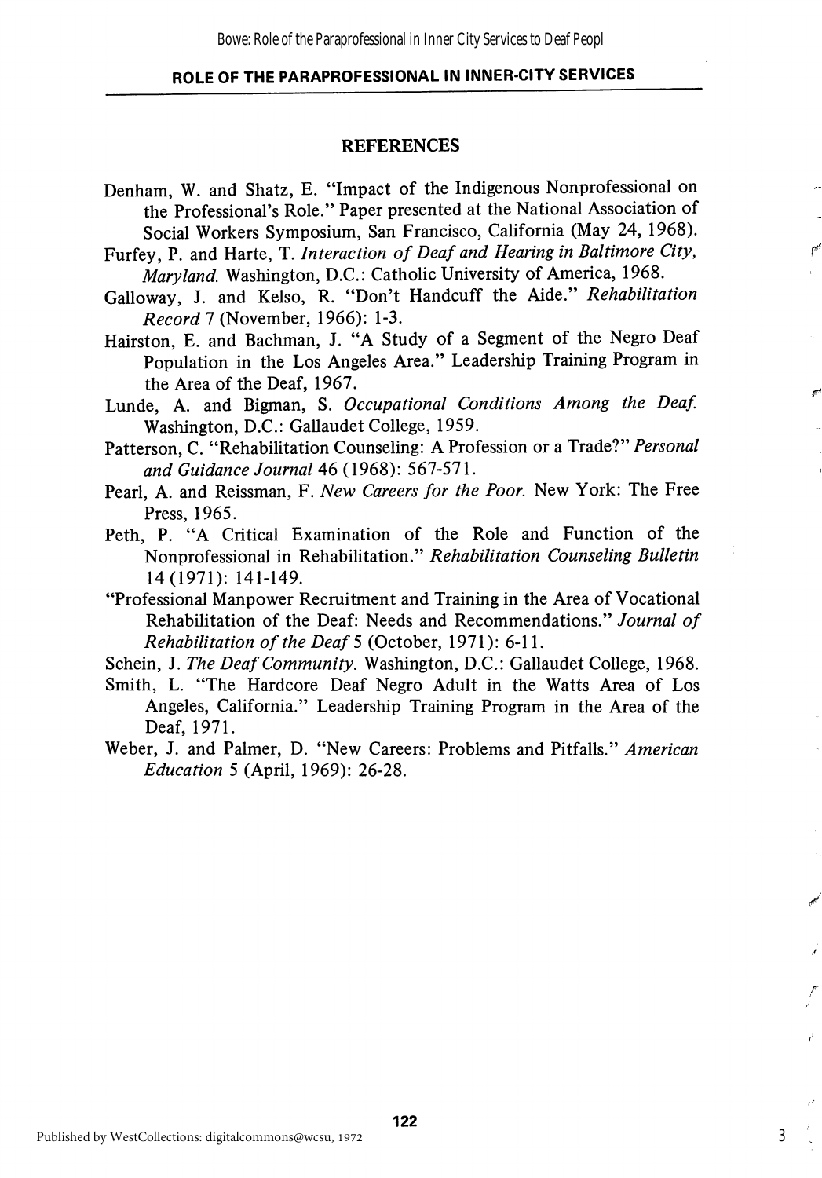## REFERENCES

Denham, W. and Shatz, E. "Impact of the Indigenous Nonprofessional on the Professional's Role." Paper presented at the National Association of Social Workers Symposium, San Francisco, California (May 24, 1968).

Furfey, P. and Harte, T. *Interaction of Deaf and Hearing in Baltimore City, Maryland.* Washington, D.C.: Catholic University of America, 1968.

Galloway, J. and Kelso, R. "Don't Handcuff the Aide." *Rehabilitation Record* 7 (November, 1966): 1-3.

Hairston, E. and Bachman, J. "A Study of a Segment of the Negro Deaf Population in the Los Angeles Area." Leadership Training Program in the Area of the Deaf, 1967.

Lunde, A. and Bigman, S. *Occupational Conditions Among the Deaf.* Washington, D.C.: Gallaudet College, 1959.

Patterson, C. "Rehabilitation Counseling: A Profession or a Trade?" *Personal and Guidance Journal* 46 (1968): 567-571.

Pearl, A. and Reissman, F. *New Careers for the Poor.* New York: The Free Press, 1965.

Peth, P. "A Critical Examination of the Role and Function of the Nonprofessional in Rehabilitation." *Rehabilitation Counseling Bulletin* 14 (1971): 141-149.

"Professional Manpower Recruitment and Training in the Area of Vocational Rehabilitation of the Deaf: Needs and Recommendations." *Journal of Rehabilitation of the Deaf* 5 (October, 1971): 6-11.

Schein, J. *The Deaf Community.* Washington, D.C.: Gallaudet College, 1968.

Smith, L. "The Hardcore Deaf Negro Adult in the Watts Area of Los Angeles, California." Leadership Training Program in the Area of the Deaf, 1971.

Weber, J. and Palmer, D. "New Careers: Problems and Pitfalls." *American Education* 5 (April, 1969): 26-28.